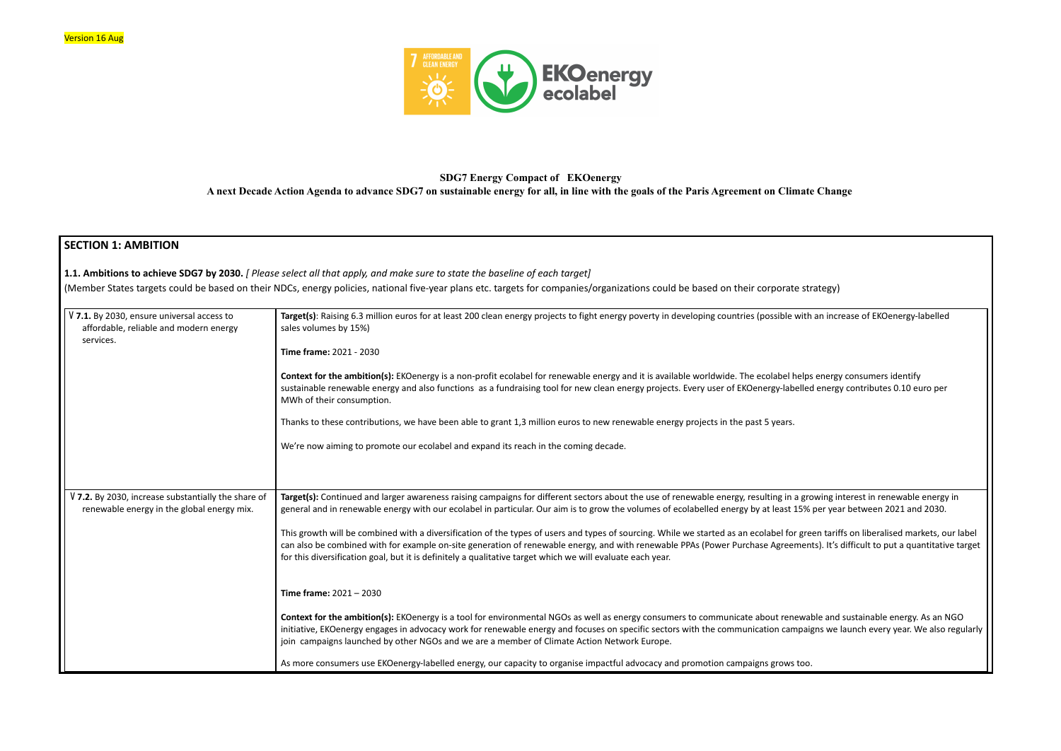Version 16 Aug

**SDG7 Energy Compact of EKOenergy**

**A next Decade Action Agenda to advance SDG7 on sustainable energy for all, in line with the goals of the Paris Agreement on Climate Change**

## SECTION 1: AMBITION

**1.1. Ambitions to achieve SDG7 by 2030.** *[ Please select all that apply, and make sure to state the baseline of each target]*

(Member States targets could be based on their NDCs, energy policies, national five-year plans etc. targets for companies/organizations could be based on their corporate strategy)

| | |
|---|---|
| V **7.1.** By 2030, ensure universal access to affordable, reliable and modern energy services. | **Target(s)**: Raising 6.3 million euros for at least 200 clean energy projects to fight energy poverty in developing countries (possible with an increase of EKOenergy-labelled sales volumes by 15%)<br><br>**Time frame:** 2021 - 2030<br><br>**Context for the ambition(s):** EKOenergy is a non-profit ecolabel for renewable energy and it is available worldwide. The ecolabel helps energy consumers identify sustainable renewable energy and also functions as a fundraising tool for new clean energy projects. Every user of EKOenergy-labelled energy contributes 0.10 euro per MWh of their consumption.<br><br>Thanks to these contributions, we have been able to grant 1,3 million euros to new renewable energy projects in the past 5 years.<br><br>We're now aiming to promote our ecolabel and expand its reach in the coming decade. |
| V **7.2.** By 2030, increase substantially the share of renewable energy in the global energy mix. | **Target(s):** Continued and larger awareness raising campaigns for different sectors about the use of renewable energy, resulting in a growing interest in renewable energy in general and in renewable energy with our ecolabel in particular. Our aim is to grow the volumes of ecolabelled energy by at least 15% per year between 2021 and 2030.<br><br>This growth will be combined with a diversification of the types of users and types of sourcing. While we started as an ecolabel for green tariffs on liberalised markets, our label can also be combined with for example on-site generation of renewable energy, and with renewable PPAs (Power Purchase Agreements). It's difficult to put a quantitative target for this diversification goal, but it is definitely a qualitative target which we will evaluate each year.<br><br>**Time frame:** 2021 – 2030<br><br>**Context for the ambition(s):** EKOenergy is a tool for environmental NGOs as well as energy consumers to communicate about renewable and sustainable energy. As an NGO initiative, EKOenergy engages in advocacy work for renewable energy and focuses on specific sectors with the communication campaigns we launch every year. We also regularly join campaigns launched by other NGOs and we are a member of Climate Action Network Europe.<br><br>As more consumers use EKOenergy-labelled energy, our capacity to organise impactful advocacy and promotion campaigns grows too. |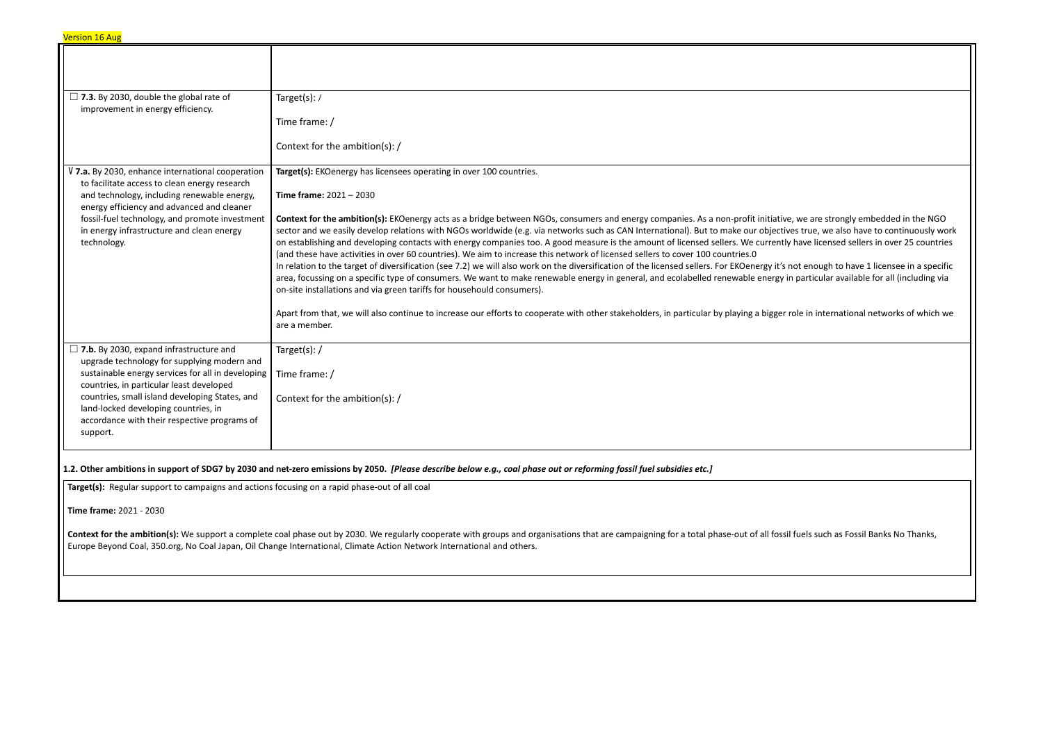Version 16 Aug

| | |
|---|---|
| | |
| ☐ **7.3.** By 2030, double the global rate of improvement in energy efficiency. | Target(s): / <br><br> Time frame: / <br><br> Context for the ambition(s): / |
| √ **7.a.** By 2030, enhance international cooperation to facilitate access to clean energy research and technology, including renewable energy, energy efficiency and advanced and cleaner fossil-fuel technology, and promote investment in energy infrastructure and clean energy technology. | **Target(s):** EKOenergy has licensees operating in over 100 countries. <br><br> **Time frame:** 2021 – 2030 <br><br> **Context for the ambition(s):** EKOenergy acts as a bridge between NGOs, consumers and energy companies. As a non-profit initiative, we are strongly embedded in the NGO sector and we easily develop relations with NGOs worldwide (e.g. via networks such as CAN International). But to make our objectives true, we also have to continuously work on establishing and developing contacts with energy companies too. A good measure is the amount of licensed sellers. We currently have licensed sellers in over 25 countries (and these have activities in over 60 countries). We aim to increase this network of licensed sellers to cover 100 countries.0 <br> In relation to the target of diversification (see 7.2) we will also work on the diversification of the licensed sellers. For EKOenergy it's not enough to have 1 licensee in a specific area, focussing on a specific type of consumers. We want to make renewable energy in general, and ecolabelled renewable energy in particular available for all (including via on-site installations and via green tariffs for househould consumers). <br><br> Apart from that, we will also continue to increase our efforts to cooperate with other stakeholders, in particular by playing a bigger role in international networks of which we are a member. |
| ☐ **7.b.** By 2030, expand infrastructure and upgrade technology for supplying modern and sustainable energy services for all in developing countries, in particular least developed countries, small island developing States, and land-locked developing countries, in accordance with their respective programs of support. | Target(s): / <br><br> Time frame: / <br><br> Context for the ambition(s): / |

**1.2. Other ambitions in support of SDG7 by 2030 and net-zero emissions by 2050.** ***[Please describe below e.g., coal phase out or reforming fossil fuel subsidies etc.]***

**Target(s):** Regular support to campaigns and actions focusing on a rapid phase-out of all coal

**Time frame:** 2021 - 2030

**Context for the ambition(s):** We support a complete coal phase out by 2030. We regularly cooperate with groups and organisations that are campaigning for a total phase-out of all fossil fuels such as Fossil Banks No Thanks, Europe Beyond Coal, 350.org, No Coal Japan, Oil Change International, Climate Action Network International and others.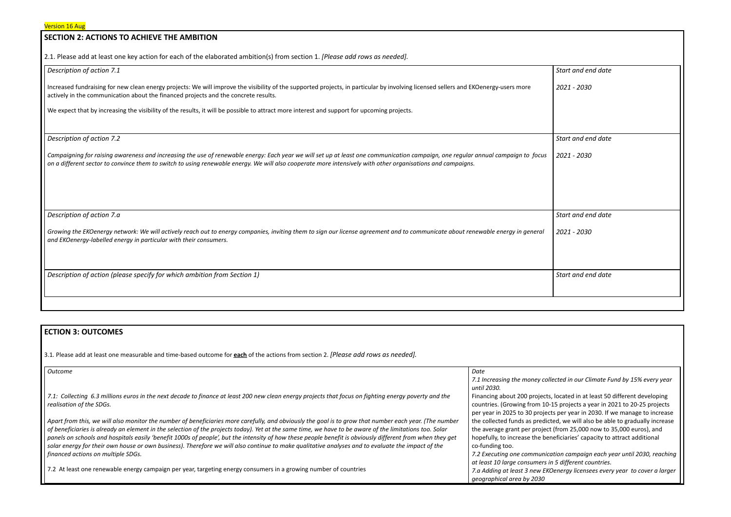Version 16 Aug

## SECTION 2: ACTIONS TO ACHIEVE THE AMBITION

2.1. Please add at least one key action for each of the elaborated ambition(s) from section 1. *[Please add rows as needed].*

| *Description of action 7.1* | *Start and end date* |
| --- | --- |
| Increased fundraising for new clean energy projects: We will improve the visibility of the supported projects, in particular by involving licensed sellers and EKOenergy-users more actively in the communication about the financed projects and the concrete results.<br><br>We expect that by increasing the visibility of the results, it will be possible to attract more interest and support for upcoming projects. | *2021 - 2030* |
| *Description of action 7.2* | *Start and end date* |
| *Campaigning for raising awareness and increasing the use of renewable energy: Each year we will set up at least one communication campaign, one regular annual campaign to focus on a different sector to convince them to switch to using renewable energy. We will also cooperate more intensively with other organisations and campaigns.* | *2021 - 2030* |
| *Description of action 7.a* | *Start and end date* |
| *Growing the EKOenergy network: We will actively reach out to energy companies, inviting them to sign our license agreement and to communicate about renewable energy in general and EKOenergy-labelled energy in particular with their consumers.* | *2021 - 2030* |
| *Description of action (please specify for which ambition from Section 1)* | *Start and end date* |

## ECTION 3: OUTCOMES

3.1. Please add at least one measurable and time-based outcome for **each** of the actions from section 2. *[Please add rows as needed].*

| *Outcome* | *Date* |
| --- | --- |
| *7.1: Collecting 6.3 millions euros in the next decade to finance at least 200 new clean energy projects that focus on fighting energy poverty and the realisation of the SDGs.*<br><br>*Apart from this, we will also monitor the number of beneficiaries more carefully, and obviously the goal is to grow that number each year. (The number of beneficiaries is already an element in the selection of the projects today). Yet at the same time, we have to be aware of the limitations too. Solar panels on schools and hospitals easily 'benefit 1000s of people', but the intensity of how these people benefit is obviously different from when they get solar energy for their own house or own business). Therefore we will also continue to make qualitative analyses and to evaluate the impact of the financed actions on multiple SDGs.*<br><br>7.2 At least one renewable energy campaign per year, targeting energy consumers in a growing number of countries | *7.1 Increasing the money collected in our Climate Fund by 15% every year until 2030.*<br>Financing about 200 projects, located in at least 50 different developing countries. (Growing from 10-15 projects a year in 2021 to 20-25 projects per year in 2025 to 30 projects per year in 2030. If we manage to increase the collected funds as predicted, we will also be able to gradually increase the average grant per project (from 25,000 now to 35,000 euros), and hopefully, to increase the beneficiaries' capacity to attract additional co-funding too.<br>*7.2 Executing one communication campaign each year until 2030, reaching at least 10 large consumers in 5 different countries.*<br>*7.a Adding at least 3 new EKOenergy licensees every year to cover a larger geographical area by 2030* |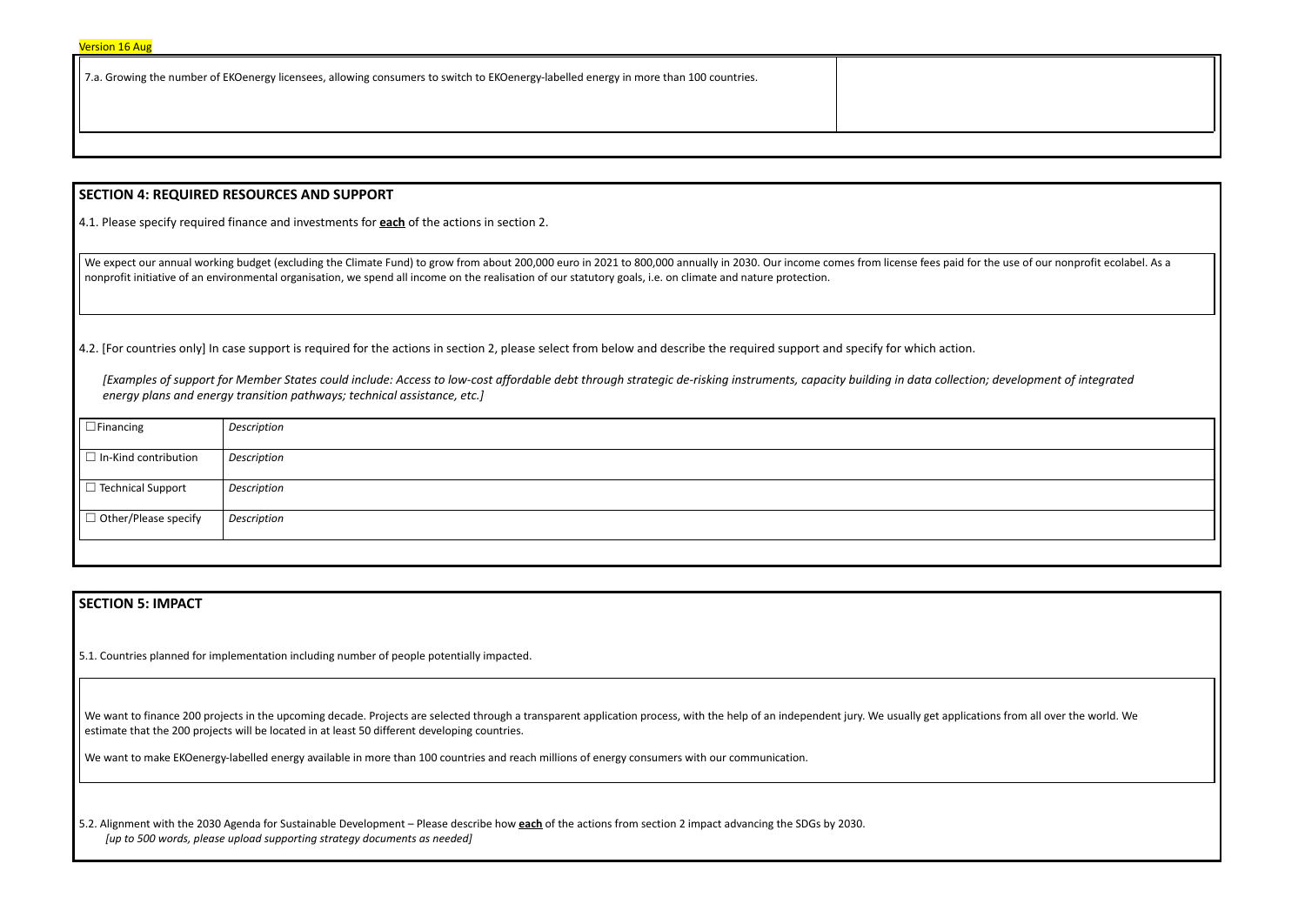Version 16 Aug

| 7.a. Growing the number of EKOenergy licensees, allowing consumers to switch to EKOenergy-labelled energy in more than 100 countries. | |
|---|---|

## SECTION 4: REQUIRED RESOURCES AND SUPPORT

4.1. Please specify required finance and investments for **each** of the actions in section 2.

We expect our annual working budget (excluding the Climate Fund) to grow from about 200,000 euro in 2021 to 800,000 annually in 2030. Our income comes from license fees paid for the use of our nonprofit ecolabel. As a nonprofit initiative of an environmental organisation, we spend all income on the realisation of our statutory goals, i.e. on climate and nature protection.

4.2. [For countries only] In case support is required for the actions in section 2, please select from below and describe the required support and specify for which action.

*[Examples of support for Member States could include: Access to low-cost affordable debt through strategic de-risking instruments, capacity building in data collection; development of integrated energy plans and energy transition pathways; technical assistance, etc.]*

| ☐ Financing | *Description* |
|---|---|
| ☐ In-Kind contribution | *Description* |
| ☐ Technical Support | *Description* |
| ☐ Other/Please specify | *Description* |

## SECTION 5: IMPACT

5.1. Countries planned for implementation including number of people potentially impacted.

We want to finance 200 projects in the upcoming decade. Projects are selected through a transparent application process, with the help of an independent jury. We usually get applications from all over the world. We estimate that the 200 projects will be located in at least 50 different developing countries.

We want to make EKOenergy-labelled energy available in more than 100 countries and reach millions of energy consumers with our communication.

5.2. Alignment with the 2030 Agenda for Sustainable Development – Please describe how **each** of the actions from section 2 impact advancing the SDGs by 2030.
*[up to 500 words, please upload supporting strategy documents as needed]*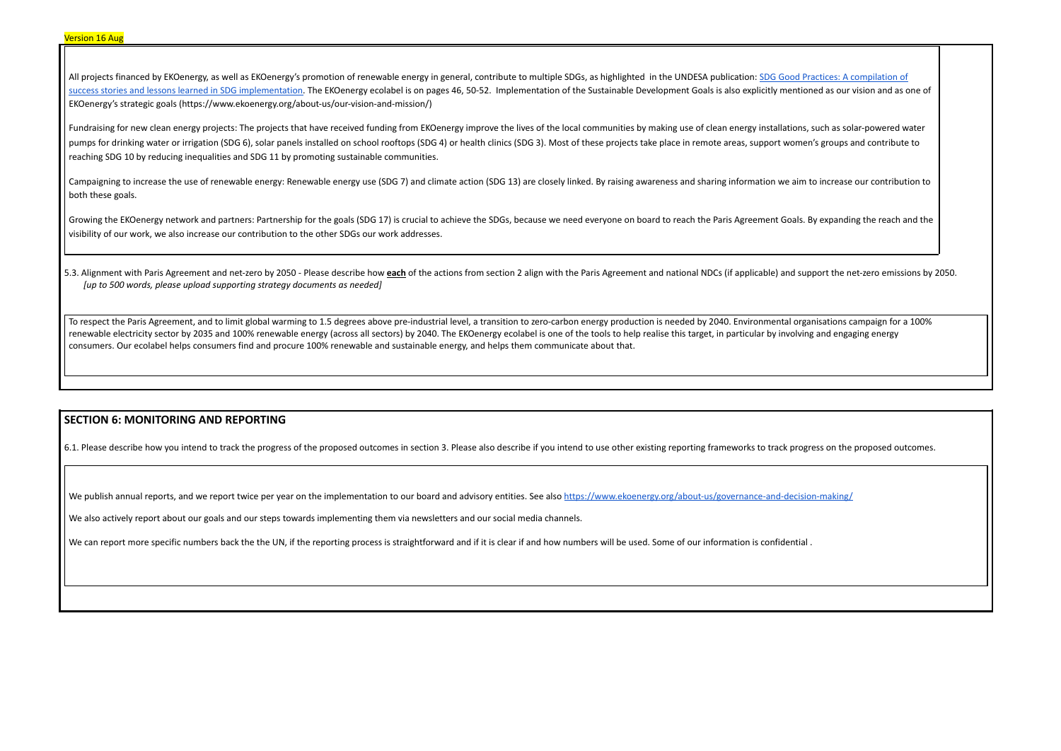Version 16 Aug

All projects financed by EKOenergy, as well as EKOenergy's promotion of renewable energy in general, contribute to multiple SDGs, as highlighted in the UNDESA publication: [SDG Good Practices: A compilation of success stories and lessons learned in SDG implementation](). The EKOenergy ecolabel is on pages 46, 50-52. Implementation of the Sustainable Development Goals is also explicitly mentioned as our vision and as one of EKOenergy's strategic goals (https://www.ekoenergy.org/about-us/our-vision-and-mission/)

Fundraising for new clean energy projects: The projects that have received funding from EKOenergy improve the lives of the local communities by making use of clean energy installations, such as solar-powered water pumps for drinking water or irrigation (SDG 6), solar panels installed on school rooftops (SDG 4) or health clinics (SDG 3). Most of these projects take place in remote areas, support women's groups and contribute to reaching SDG 10 by reducing inequalities and SDG 11 by promoting sustainable communities.

Campaigning to increase the use of renewable energy: Renewable energy use (SDG 7) and climate action (SDG 13) are closely linked. By raising awareness and sharing information we aim to increase our contribution to both these goals.

Growing the EKOenergy network and partners: Partnership for the goals (SDG 17) is crucial to achieve the SDGs, because we need everyone on board to reach the Paris Agreement Goals. By expanding the reach and the visibility of our work, we also increase our contribution to the other SDGs our work addresses.

5.3. Alignment with Paris Agreement and net-zero by 2050 - Please describe how **each** of the actions from section 2 align with the Paris Agreement and national NDCs (if applicable) and support the net-zero emissions by 2050.
*[up to 500 words, please upload supporting strategy documents as needed]*

To respect the Paris Agreement, and to limit global warming to 1.5 degrees above pre-industrial level, a transition to zero-carbon energy production is needed by 2040. Environmental organisations campaign for a 100% renewable electricity sector by 2035 and 100% renewable energy (across all sectors) by 2040. The EKOenergy ecolabel is one of the tools to help realise this target, in particular by involving and engaging energy consumers. Our ecolabel helps consumers find and procure 100% renewable and sustainable energy, and helps them communicate about that.

## SECTION 6: MONITORING AND REPORTING

6.1. Please describe how you intend to track the progress of the proposed outcomes in section 3. Please also describe if you intend to use other existing reporting frameworks to track progress on the proposed outcomes.

We publish annual reports, and we report twice per year on the implementation to our board and advisory entities. See also https://www.ekoenergy.org/about-us/governance-and-decision-making/

We also actively report about our goals and our steps towards implementing them via newsletters and our social media channels.

We can report more specific numbers back the the UN, if the reporting process is straightforward and if it is clear if and how numbers will be used. Some of our information is confidential .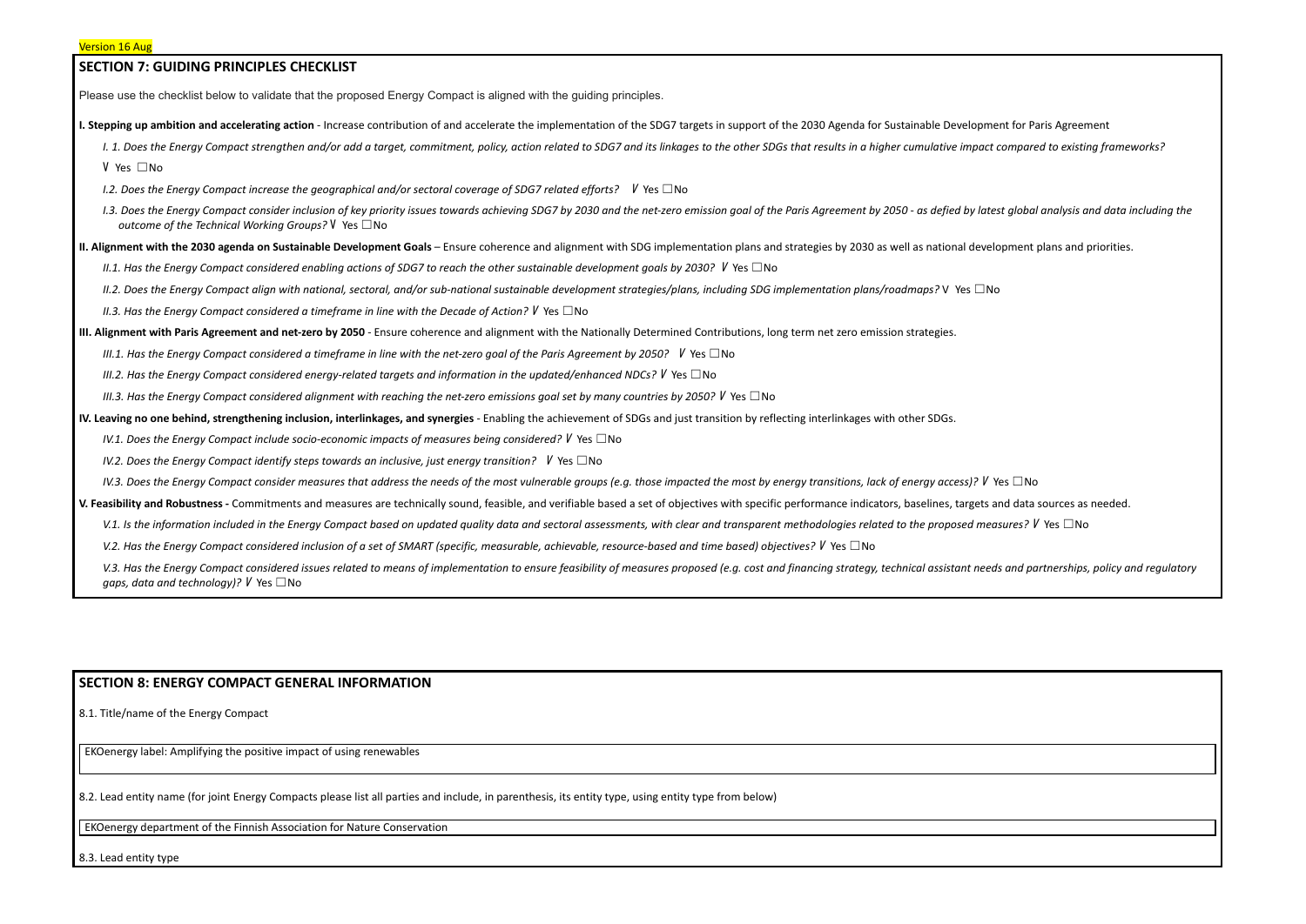Version 16 Aug

## SECTION 7: GUIDING PRINCIPLES CHECKLIST

Please use the checklist below to validate that the proposed Energy Compact is aligned with the guiding principles.

**I. Stepping up ambition and accelerating action** - Increase contribution of and accelerate the implementation of the SDG7 targets in support of the 2030 Agenda for Sustainable Development for Paris Agreement

*I. 1. Does the Energy Compact strengthen and/or add a target, commitment, policy, action related to SDG7 and its linkages to the other SDGs that results in a higher cumulative impact compared to existing frameworks?*

V Yes ☐No

*I.2. Does the Energy Compact increase the geographical and/or sectoral coverage of SDG7 related efforts?* V Yes ☐No

*I.3. Does the Energy Compact consider inclusion of key priority issues towards achieving SDG7 by 2030 and the net-zero emission goal of the Paris Agreement by 2050 - as defied by latest global analysis and data including the outcome of the Technical Working Groups?* V Yes ☐No

**II. Alignment with the 2030 agenda on Sustainable Development Goals** – Ensure coherence and alignment with SDG implementation plans and strategies by 2030 as well as national development plans and priorities.

*II.1. Has the Energy Compact considered enabling actions of SDG7 to reach the other sustainable development goals by 2030?* V Yes ☐No

*II.2. Does the Energy Compact align with national, sectoral, and/or sub-national sustainable development strategies/plans, including SDG implementation plans/roadmaps?* V Yes ☐No

*II.3. Has the Energy Compact considered a timeframe in line with the Decade of Action?* V Yes ☐No

**III. Alignment with Paris Agreement and net-zero by 2050** - Ensure coherence and alignment with the Nationally Determined Contributions, long term net zero emission strategies.

*III.1. Has the Energy Compact considered a timeframe in line with the net-zero goal of the Paris Agreement by 2050?* V Yes ☐No

*III.2. Has the Energy Compact considered energy-related targets and information in the updated/enhanced NDCs?* V Yes ☐No

*III.3. Has the Energy Compact considered alignment with reaching the net-zero emissions goal set by many countries by 2050?* V Yes ☐No

**IV. Leaving no one behind, strengthening inclusion, interlinkages, and synergies** - Enabling the achievement of SDGs and just transition by reflecting interlinkages with other SDGs.

*IV.1. Does the Energy Compact include socio-economic impacts of measures being considered?* V Yes ☐No

*IV.2. Does the Energy Compact identify steps towards an inclusive, just energy transition?* V Yes ☐No

*IV.3. Does the Energy Compact consider measures that address the needs of the most vulnerable groups (e.g. those impacted the most by energy transitions, lack of energy access)?* V Yes ☐No

**V. Feasibility and Robustness -** Commitments and measures are technically sound, feasible, and verifiable based a set of objectives with specific performance indicators, baselines, targets and data sources as needed.

*V.1. Is the information included in the Energy Compact based on updated quality data and sectoral assessments, with clear and transparent methodologies related to the proposed measures?* V Yes ☐No

*V.2. Has the Energy Compact considered inclusion of a set of SMART (specific, measurable, achievable, resource-based and time based) objectives?* V Yes ☐No

*V.3. Has the Energy Compact considered issues related to means of implementation to ensure feasibility of measures proposed (e.g. cost and financing strategy, technical assistant needs and partnerships, policy and regulatory gaps, data and technology)?* V Yes ☐No

## SECTION 8: ENERGY COMPACT GENERAL INFORMATION

8.1. Title/name of the Energy Compact

EKOenergy label: Amplifying the positive impact of using renewables

8.2. Lead entity name (for joint Energy Compacts please list all parties and include, in parenthesis, its entity type, using entity type from below)

EKOenergy department of the Finnish Association for Nature Conservation

8.3. Lead entity type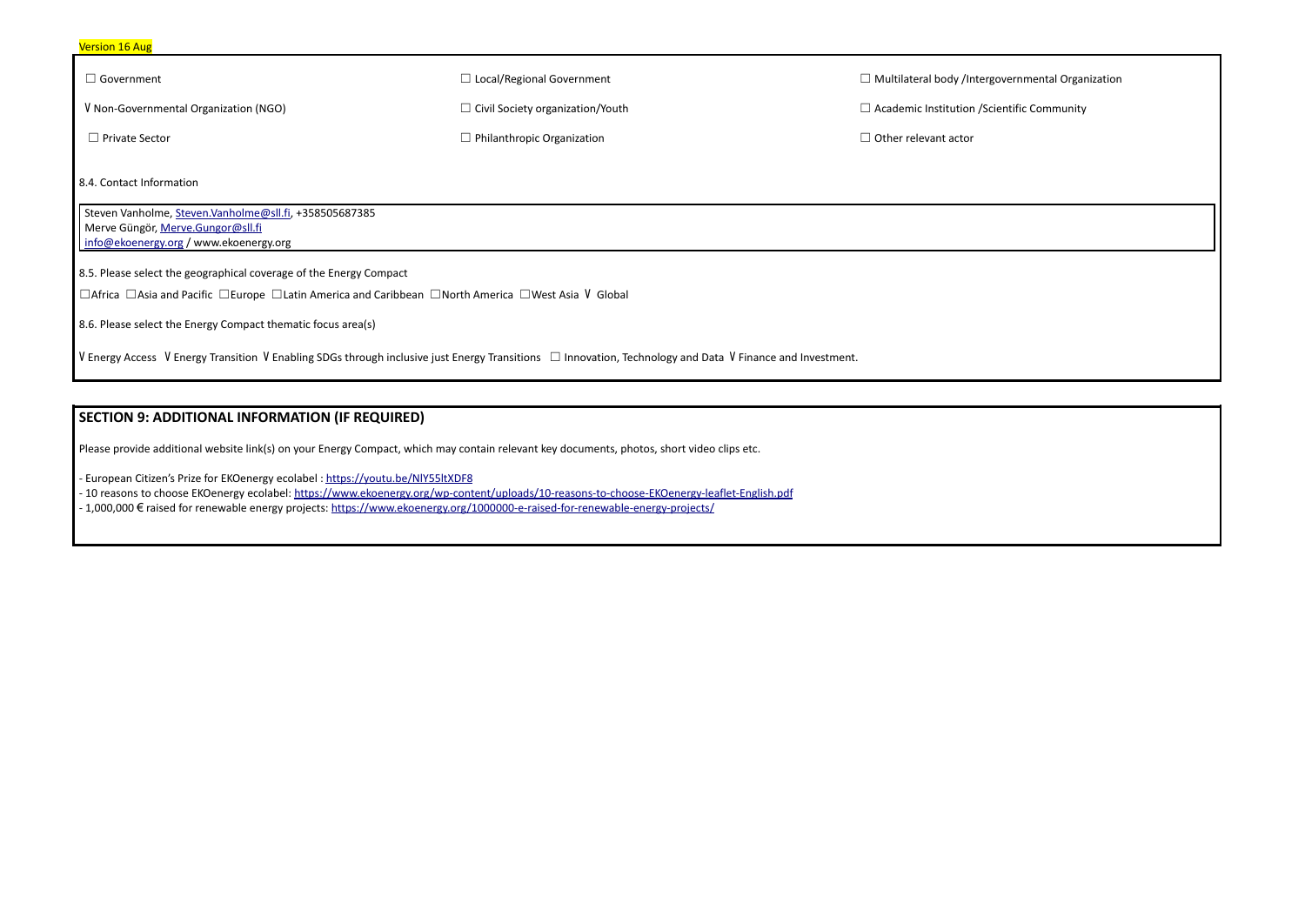Version 16 Aug

| | | |
|---|---|---|
| ☐ Government | ☐ Local/Regional Government | ☐ Multilateral body /Intergovernmental Organization |
| V Non-Governmental Organization (NGO) | ☐ Civil Society organization/Youth | ☐ Academic Institution /Scientific Community |
| ☐ Private Sector | ☐ Philanthropic Organization | ☐ Other relevant actor |

8.4. Contact Information

Steven Vanholme, Steven.Vanholme@sll.fi, +358505687385
Merve Güngör, Merve.Gungor@sll.fi
info@ekoenergy.org / www.ekoenergy.org

8.5. Please select the geographical coverage of the Energy Compact

☐Africa ☐Asia and Pacific ☐Europe ☐Latin America and Caribbean ☐North America ☐West Asia V Global

8.6. Please select the Energy Compact thematic focus area(s)

V Energy Access V Energy Transition V Enabling SDGs through inclusive just Energy Transitions ☐ Innovation, Technology and Data V Finance and Investment.

## SECTION 9: ADDITIONAL INFORMATION (IF REQUIRED)

Please provide additional website link(s) on your Energy Compact, which may contain relevant key documents, photos, short video clips etc.

- European Citizen's Prize for EKOenergy ecolabel : https://youtu.be/NlY55ltXDF8
- 10 reasons to choose EKOenergy ecolabel: https://www.ekoenergy.org/wp-content/uploads/10-reasons-to-choose-EKOenergy-leaflet-English.pdf
- 1,000,000 € raised for renewable energy projects: https://www.ekoenergy.org/1000000-e-raised-for-renewable-energy-projects/